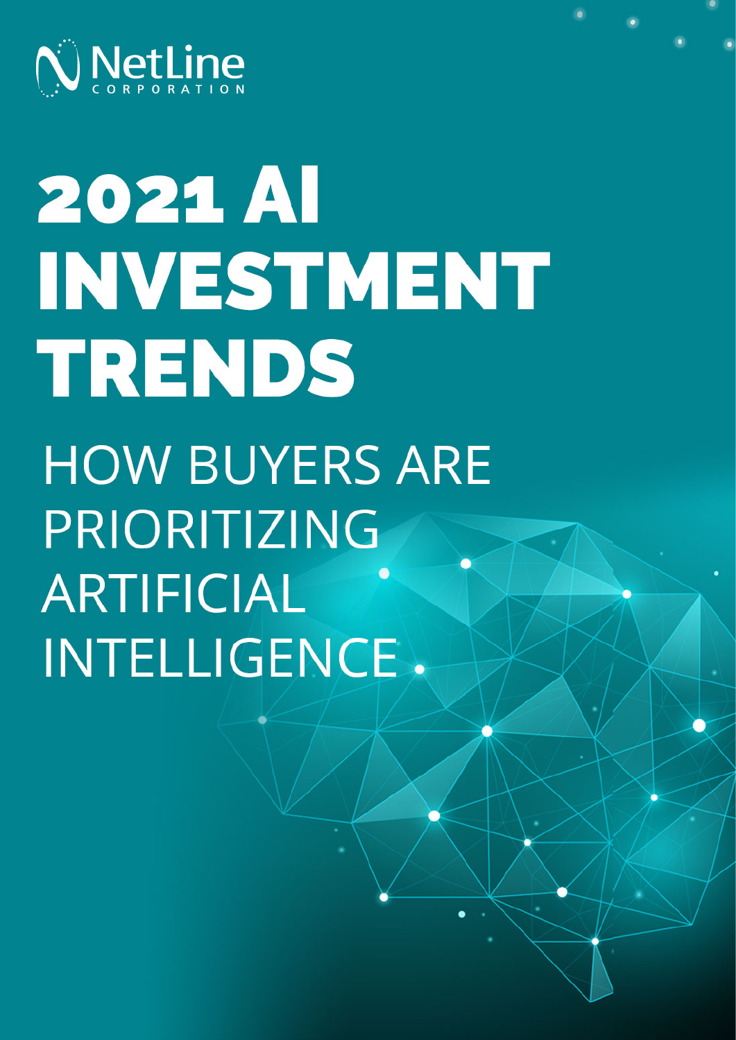NetLine CORPORATION

# 2021 AI INVESTMENT TRENDS

## HOW BUYERS ARE PRIORITIZING ARTIFICIAL INTELLIGENCE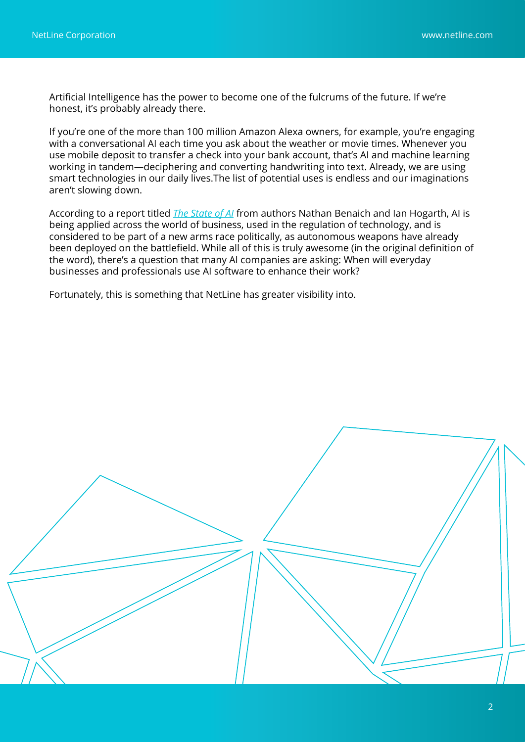Artificial Intelligence has the power to become one of the fulcrums of the future. If we're honest, it's probably already there.

If you're one of the more than 100 million Amazon Alexa owners, for example, you're engaging with a conversational AI each time you ask about the weather or movie times. Whenever you use mobile deposit to transfer a check into your bank account, that's AI and machine learning working in tandem—deciphering and converting handwriting into text. Already, we are using smart technologies in our daily lives.The list of potential uses is endless and our imaginations aren't slowing down.

According to a report titled *The State of AI* from authors Nathan Benaich and Ian Hogarth, AI is being applied across the world of business, used in the regulation of technology, and is considered to be part of a new arms race politically, as autonomous weapons have already been deployed on the battlefield. While all of this is truly awesome (in the original definition of the word), there's a question that many AI companies are asking: When will everyday businesses and professionals use AI software to enhance their work?

Fortunately, this is something that NetLine has greater visibility into.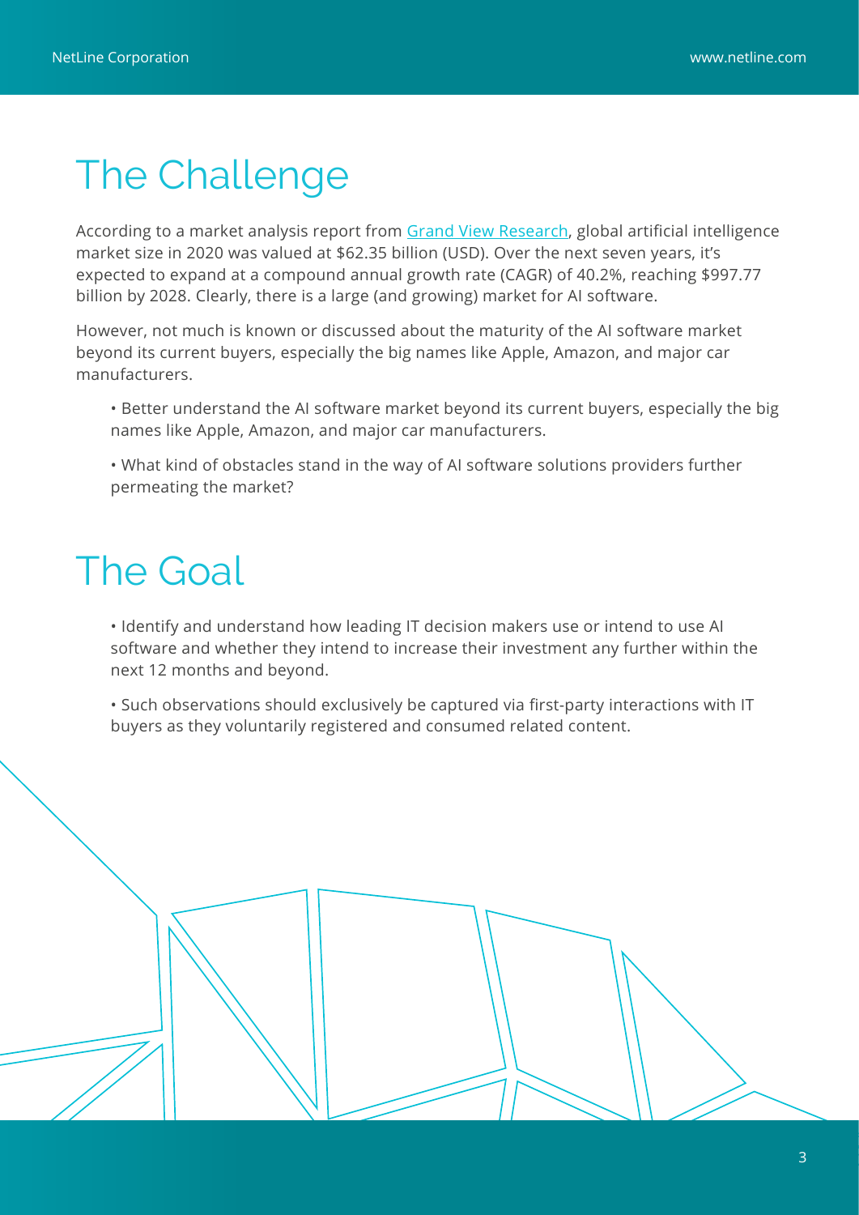# The Challenge

According to a market analysis report from [Grand View Research](), global artificial intelligence market size in 2020 was valued at $62.35 billion (USD). Over the next seven years, it's expected to expand at a compound annual growth rate (CAGR) of 40.2%, reaching $997.77 billion by 2028. Clearly, there is a large (and growing) market for AI software.

However, not much is known or discussed about the maturity of the AI software market beyond its current buyers, especially the big names like Apple, Amazon, and major car manufacturers.

- Better understand the AI software market beyond its current buyers, especially the big names like Apple, Amazon, and major car manufacturers.
- What kind of obstacles stand in the way of AI software solutions providers further permeating the market?

# The Goal

- Identify and understand how leading IT decision makers use or intend to use AI software and whether they intend to increase their investment any further within the next 12 months and beyond.
- Such observations should exclusively be captured via first-party interactions with IT buyers as they voluntarily registered and consumed related content.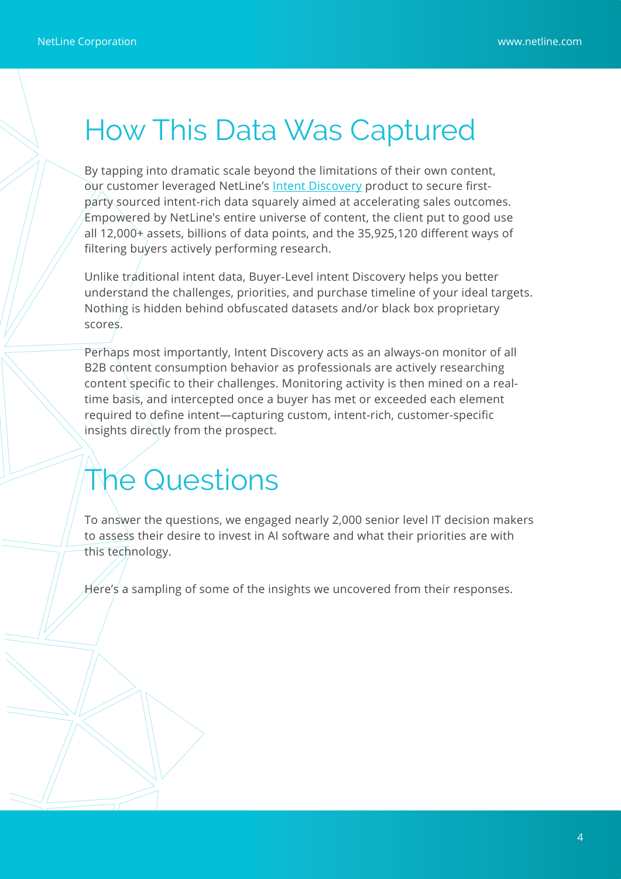# How This Data Was Captured

By tapping into dramatic scale beyond the limitations of their own content, our customer leveraged NetLine's Intent Discovery product to secure first-party sourced intent-rich data squarely aimed at accelerating sales outcomes. Empowered by NetLine's entire universe of content, the client put to good use all 12,000+ assets, billions of data points, and the 35,925,120 different ways of filtering buyers actively performing research.

Unlike traditional intent data, Buyer-Level intent Discovery helps you better understand the challenges, priorities, and purchase timeline of your ideal targets. Nothing is hidden behind obfuscated datasets and/or black box proprietary scores.

Perhaps most importantly, Intent Discovery acts as an always-on monitor of all B2B content consumption behavior as professionals are actively researching content specific to their challenges. Monitoring activity is then mined on a real-time basis, and intercepted once a buyer has met or exceeded each element required to define intent—capturing custom, intent-rich, customer-specific insights directly from the prospect.

# The Questions

To answer the questions, we engaged nearly 2,000 senior level IT decision makers to assess their desire to invest in AI software and what their priorities are with this technology.

Here's a sampling of some of the insights we uncovered from their responses.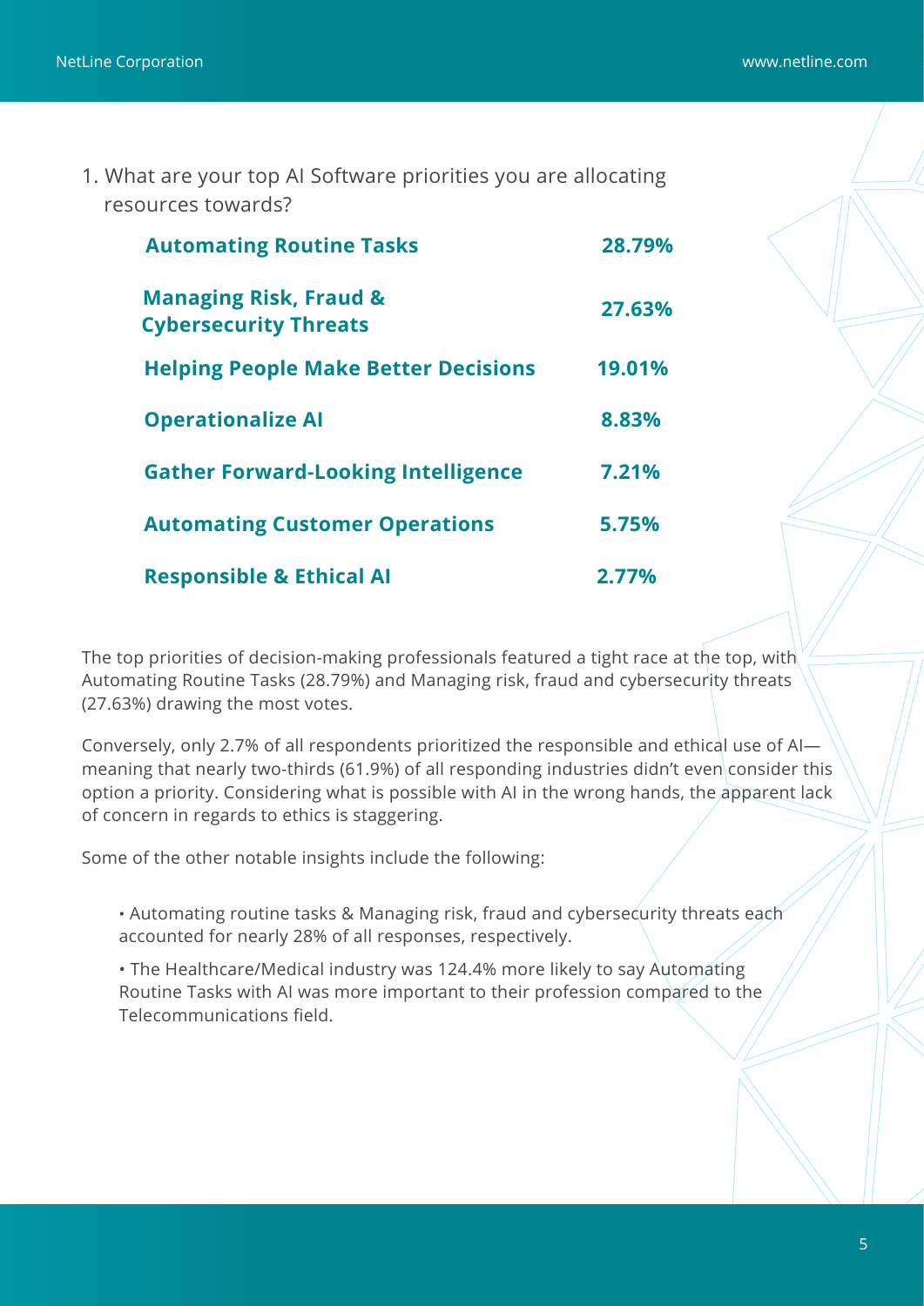1. What are your top AI Software priorities you are allocating resources towards?

| Priority | Percentage |
| --- | --- |
| **Automating Routine Tasks** | **28.79%** |
| **Managing Risk, Fraud & Cybersecurity Threats** | **27.63%** |
| **Helping People Make Better Decisions** | **19.01%** |
| **Operationalize AI** | **8.83%** |
| **Gather Forward-Looking Intelligence** | **7.21%** |
| **Automating Customer Operations** | **5.75%** |
| **Responsible & Ethical AI** | **2.77%** |

The top priorities of decision-making professionals featured a tight race at the top, with Automating Routine Tasks (28.79%) and Managing risk, fraud and cybersecurity threats (27.63%) drawing the most votes.

Conversely, only 2.7% of all respondents prioritized the responsible and ethical use of AI—meaning that nearly two-thirds (61.9%) of all responding industries didn't even consider this option a priority. Considering what is possible with AI in the wrong hands, the apparent lack of concern in regards to ethics is staggering.

Some of the other notable insights include the following:

- Automating routine tasks & Managing risk, fraud and cybersecurity threats each accounted for nearly 28% of all responses, respectively.
- The Healthcare/Medical industry was 124.4% more likely to say Automating Routine Tasks with AI was more important to their profession compared to the Telecommunications field.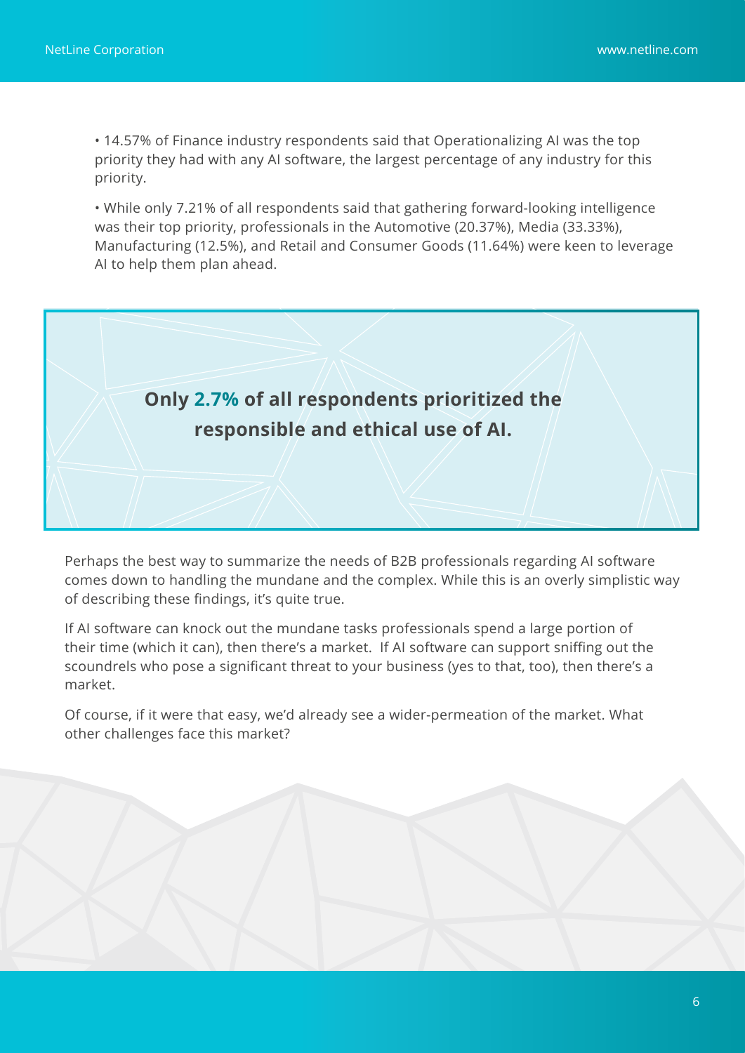- 14.57% of Finance industry respondents said that Operationalizing AI was the top priority they had with any AI software, the largest percentage of any industry for this priority.
- While only 7.21% of all respondents said that gathering forward-looking intelligence was their top priority, professionals in the Automotive (20.37%), Media (33.33%), Manufacturing (12.5%), and Retail and Consumer Goods (11.64%) were keen to leverage AI to help them plan ahead.

> **Only 2.7% of all respondents prioritized the responsible and ethical use of AI.**

Perhaps the best way to summarize the needs of B2B professionals regarding AI software comes down to handling the mundane and the complex. While this is an overly simplistic way of describing these findings, it's quite true.

If AI software can knock out the mundane tasks professionals spend a large portion of their time (which it can), then there's a market. If AI software can support sniffing out the scoundrels who pose a significant threat to your business (yes to that, too), then there's a market.

Of course, if it were that easy, we'd already see a wider-permeation of the market. What other challenges face this market?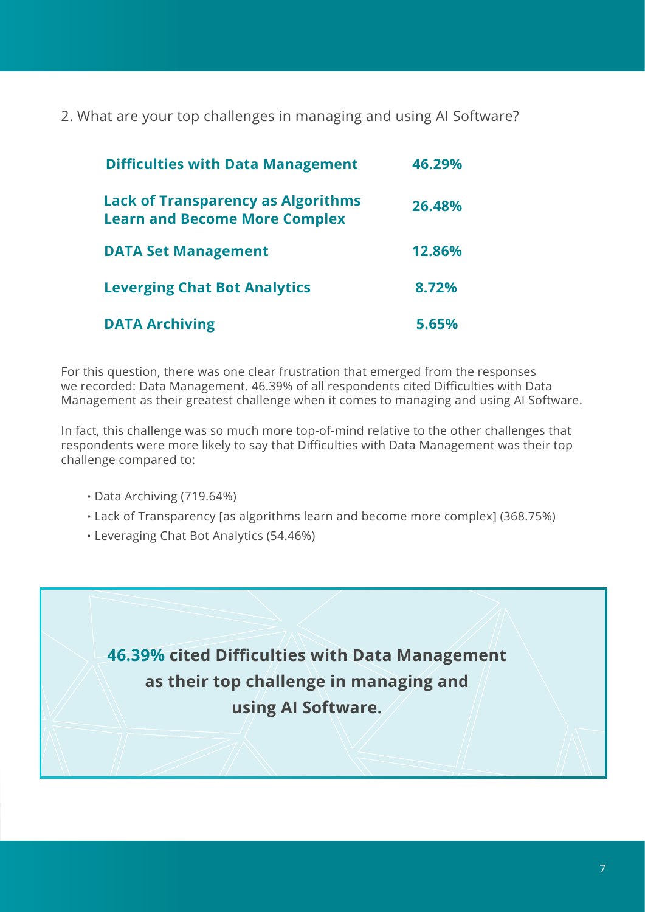2. What are your top challenges in managing and using AI Software?

| Challenge | Percentage |
|---|---|
| **Difficulties with Data Management** | **46.29%** |
| **Lack of Transparency as Algorithms Learn and Become More Complex** | **26.48%** |
| **DATA Set Management** | **12.86%** |
| **Leverging Chat Bot Analytics** | **8.72%** |
| **DATA Archiving** | **5.65%** |

For this question, there was one clear frustration that emerged from the responses we recorded: Data Management. 46.39% of all respondents cited Difficulties with Data Management as their greatest challenge when it comes to managing and using AI Software.

In fact, this challenge was so much more top-of-mind relative to the other challenges that respondents were more likely to say that Difficulties with Data Management was their top challenge compared to:

- Data Archiving (719.64%)
- Lack of Transparency [as algorithms learn and become more complex] (368.75%)
- Leveraging Chat Bot Analytics (54.46%)

**46.39% cited Difficulties with Data Management as their top challenge in managing and using AI Software.**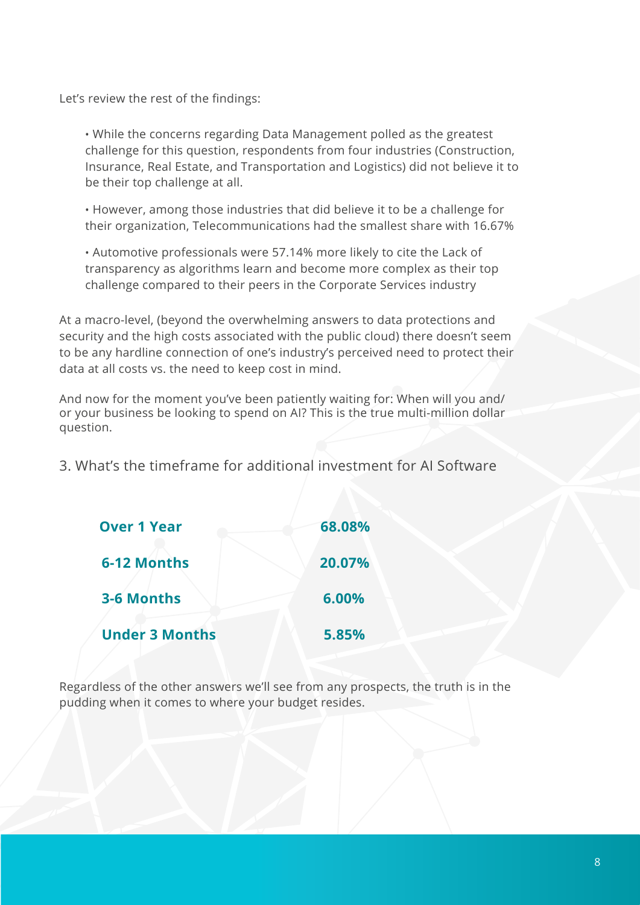Let's review the rest of the findings:

- While the concerns regarding Data Management polled as the greatest challenge for this question, respondents from four industries (Construction, Insurance, Real Estate, and Transportation and Logistics) did not believe it to be their top challenge at all.
- However, among those industries that did believe it to be a challenge for their organization, Telecommunications had the smallest share with 16.67%
- Automotive professionals were 57.14% more likely to cite the Lack of transparency as algorithms learn and become more complex as their top challenge compared to their peers in the Corporate Services industry

At a macro-level, (beyond the overwhelming answers to data protections and security and the high costs associated with the public cloud) there doesn't seem to be any hardline connection of one's industry's perceived need to protect their data at all costs vs. the need to keep cost in mind.

And now for the moment you've been patiently waiting for: When will you and/or your business be looking to spend on AI? This is the true multi-million dollar question.

## 3. What's the timeframe for additional investment for AI Software

| Timeframe | Share |
| --- | --- |
| **Over 1 Year** | **68.08%** |
| **6-12 Months** | **20.07%** |
| **3-6 Months** | **6.00%** |
| **Under 3 Months** | **5.85%** |

Regardless of the other answers we'll see from any prospects, the truth is in the pudding when it comes to where your budget resides.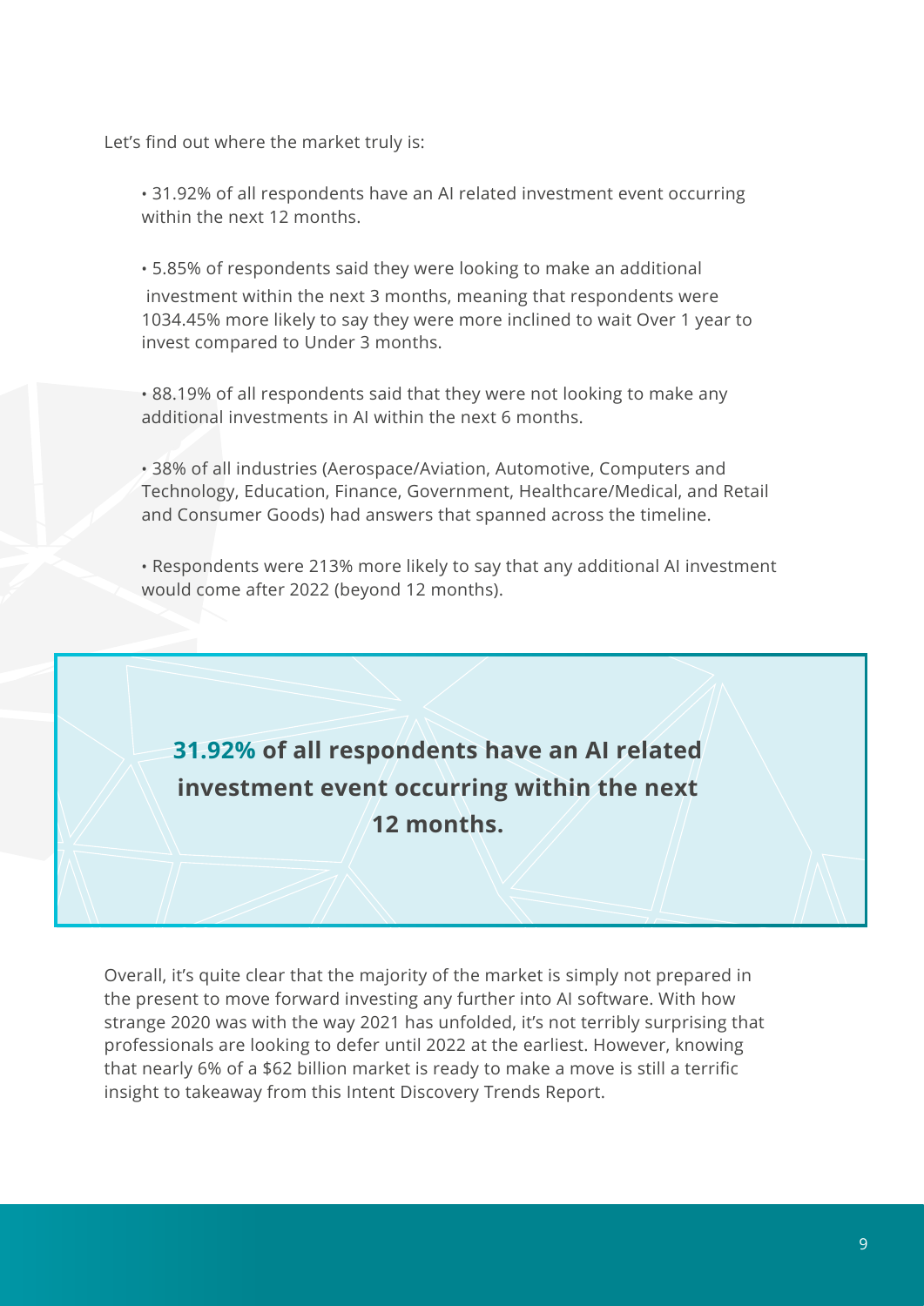Let's find out where the market truly is:

- 31.92% of all respondents have an AI related investment event occurring within the next 12 months.
- 5.85% of respondents said they were looking to make an additional investment within the next 3 months, meaning that respondents were 1034.45% more likely to say they were more inclined to wait Over 1 year to invest compared to Under 3 months.
- 88.19% of all respondents said that they were not looking to make any additional investments in AI within the next 6 months.
- 38% of all industries (Aerospace/Aviation, Automotive, Computers and Technology, Education, Finance, Government, Healthcare/Medical, and Retail and Consumer Goods) had answers that spanned across the timeline.
- Respondents were 213% more likely to say that any additional AI investment would come after 2022 (beyond 12 months).

> **31.92% of all respondents have an AI related investment event occurring within the next 12 months.**

Overall, it's quite clear that the majority of the market is simply not prepared in the present to move forward investing any further into AI software. With how strange 2020 was with the way 2021 has unfolded, it's not terribly surprising that professionals are looking to defer until 2022 at the earliest. However, knowing that nearly 6% of a $62 billion market is ready to make a move is still a terrific insight to takeaway from this Intent Discovery Trends Report.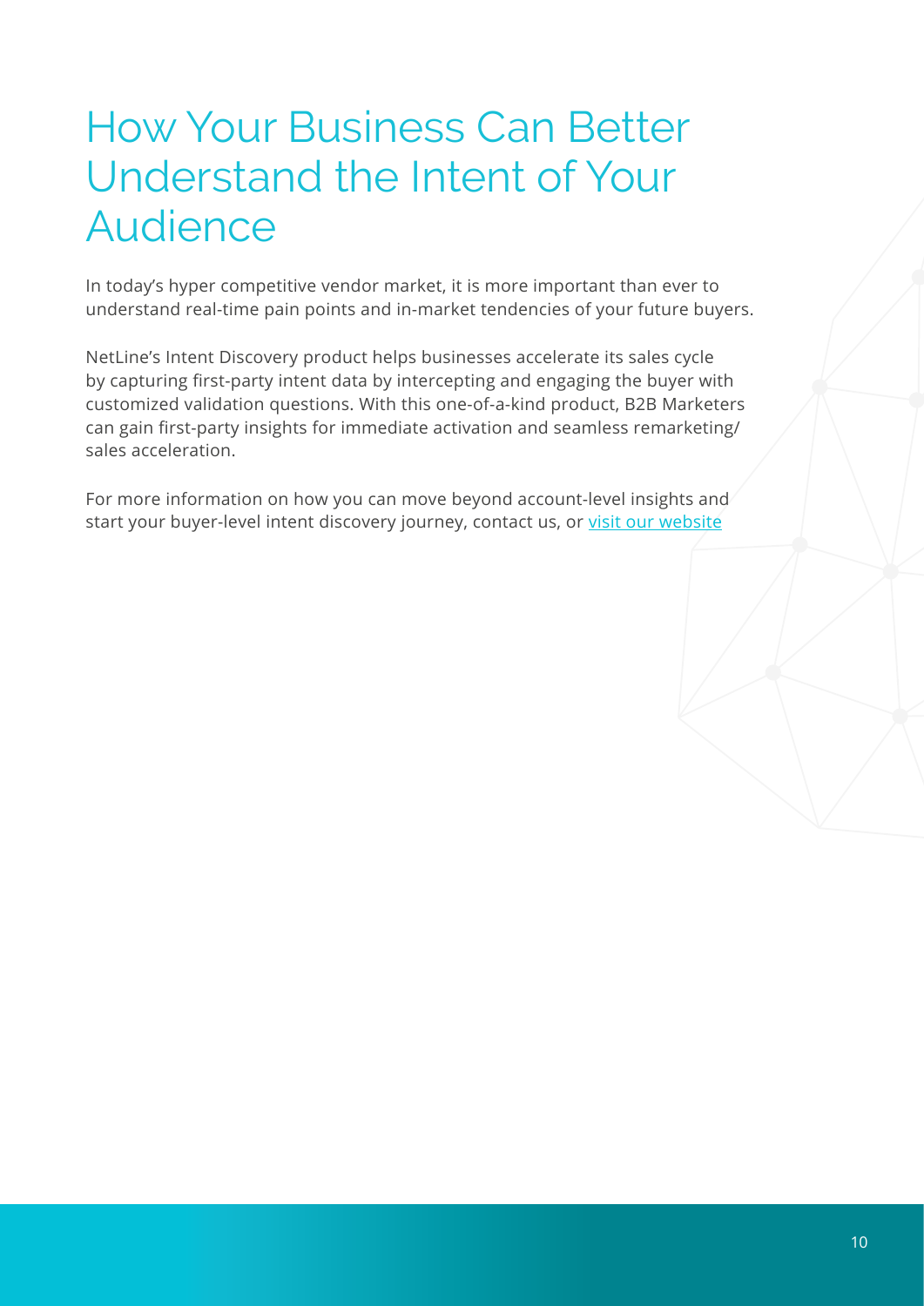# How Your Business Can Better Understand the Intent of Your Audience

In today's hyper competitive vendor market, it is more important than ever to understand real-time pain points and in-market tendencies of your future buyers.

NetLine's Intent Discovery product helps businesses accelerate its sales cycle by capturing first-party intent data by intercepting and engaging the buyer with customized validation questions. With this one-of-a-kind product, B2B Marketers can gain first-party insights for immediate activation and seamless remarketing/ sales acceleration.

For more information on how you can move beyond account-level insights and start your buyer-level intent discovery journey, contact us, or visit our website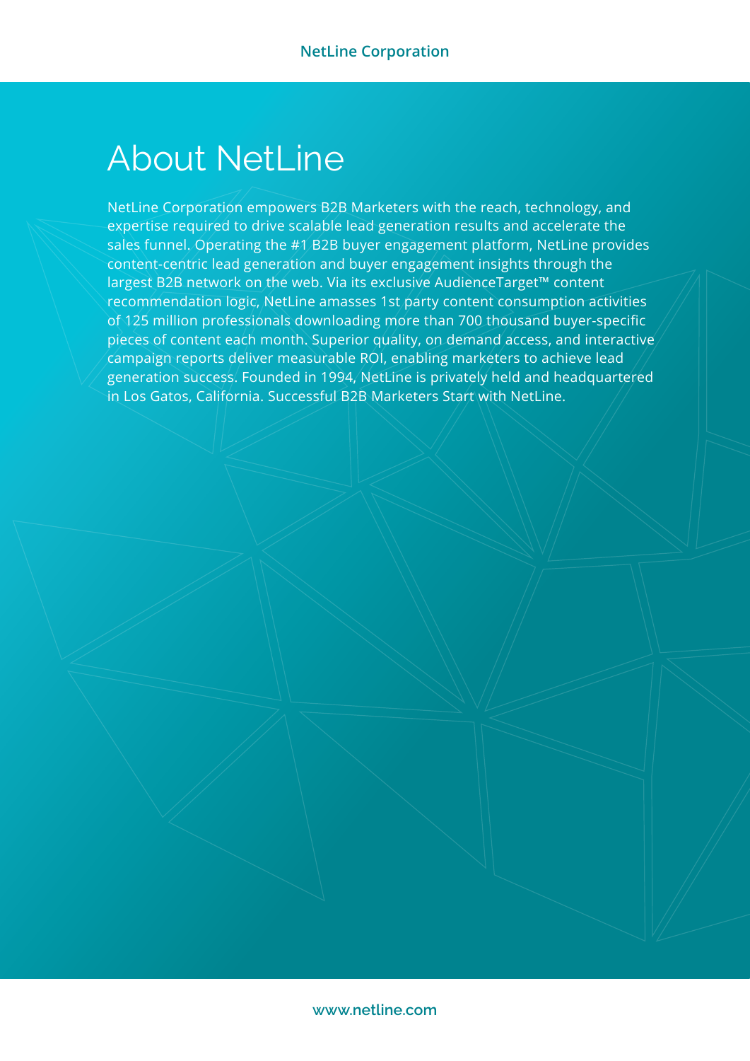# About NetLine

NetLine Corporation empowers B2B Marketers with the reach, technology, and expertise required to drive scalable lead generation results and accelerate the sales funnel. Operating the #1 B2B buyer engagement platform, NetLine provides content-centric lead generation and buyer engagement insights through the largest B2B network on the web. Via its exclusive AudienceTarget™ content recommendation logic, NetLine amasses 1st party content consumption activities of 125 million professionals downloading more than 700 thousand buyer-specific pieces of content each month. Superior quality, on demand access, and interactive campaign reports deliver measurable ROI, enabling marketers to achieve lead generation success. Founded in 1994, NetLine is privately held and headquartered in Los Gatos, California. Successful B2B Marketers Start with NetLine.

www.netline.com